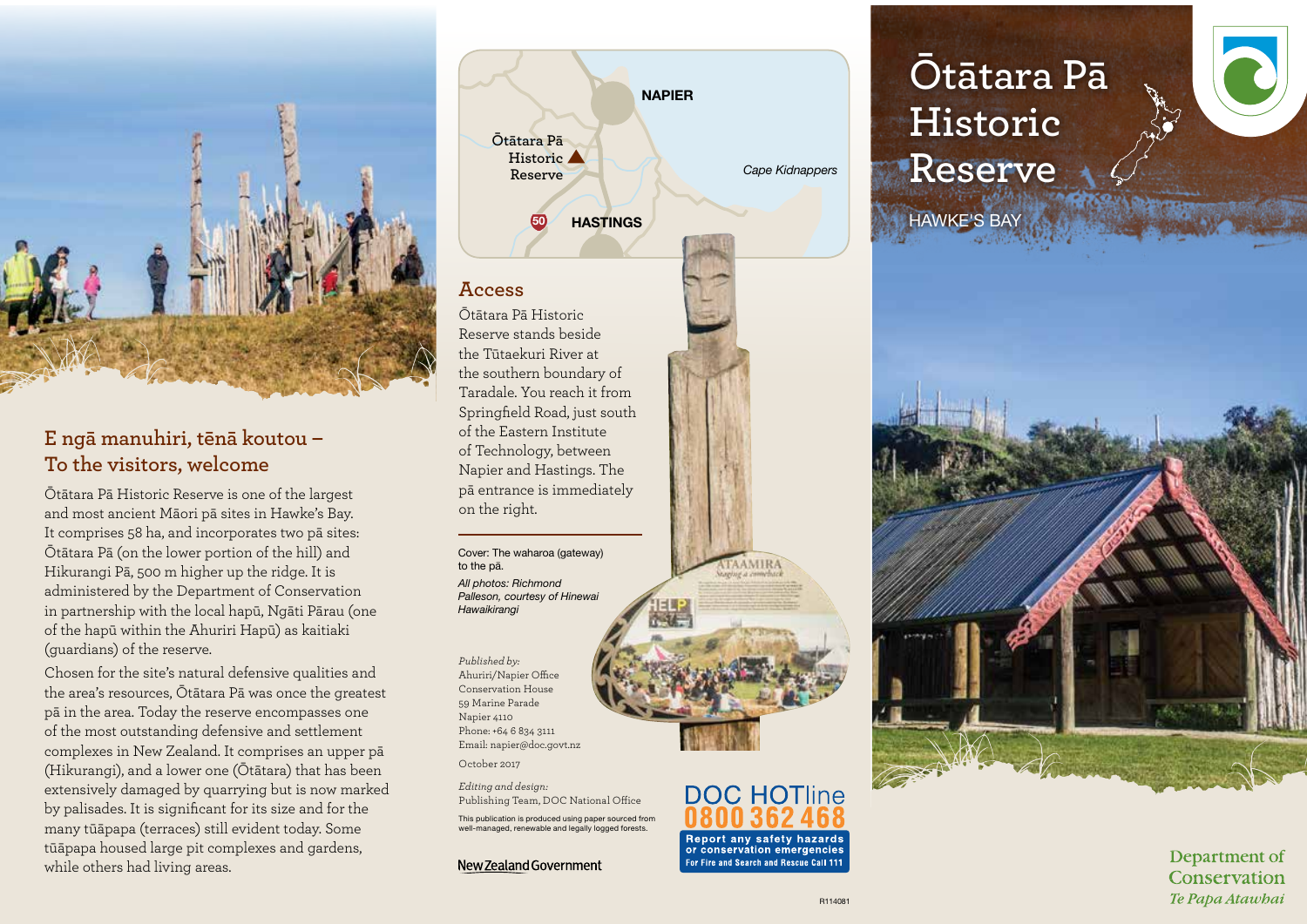# Ōtātara Pā Historic Reserve

HAWKE'S BAY

## E ngā manuhiri, tēnā koutou – To the visitors, welcome

Ōtātara Pā Historic Reserve is one of the largest and most ancient Māori pā sites in Hawke's Bay. It comprises 58 ha, and incorporates two pā sites: Ōtātara Pā (on the lower portion of the hill) and Hikurangi Pā, 500 m higher up the ridge. It is administered by the Department of Conservation in partnership with the local hapū, Ngāti Pārau (one of the hapū within the Ahuriri Hapū) as kaitiaki (guardians) of the reserve.

Chosen for the site's natural defensive qualities and the area's resources, Ōtātara Pā was once the greatest pā in the area. Today the reserve encompasses one of the most outstanding defensive and settlement complexes in New Zealand. It comprises an upper pā (Hikurangi), and a lower one (Ōtātara) that has been extensively damaged by quarrying but is now marked by palisades. It is significant for its size and for the many tūāpapa (terraces) still evident today. Some tūāpapa housed large pit complexes and gardens, while others had living areas.

NAPIER

Ōtātara Pā Historic Reserve

Cape Kidnappers

50

HASTINGS

## Access

Ōtātara Pā Historic Reserve stands beside the Tūtaekuri River at the southern boundary of Taradale. You reach it from Springfield Road, just south of the Eastern Institute of Technology, between Napier and Hastings. The pā entrance is immediately on the right.

Cover: The waharoa (gateway) to the pā.

*All photos: Richmond Palleson, courtesy of Hinewai Hawaikirangi*

*Published by:*
Ahuriri/Napier Office
Conservation House
59 Marine Parade
Napier 4110
Phone: +64 6 834 3111
Email: napier@doc.govt.nz

October 2017

*Editing and design:*
Publishing Team, DOC National Office

This publication is produced using paper sourced from well-managed, renewable and legally logged forests.

New Zealand Government

DOC HOTline
0800 362 468
Report any safety hazards or conservation emergencies
For Fire and Search and Rescue Call 111

Department of Conservation
*Te Papa Atawhai*

R114081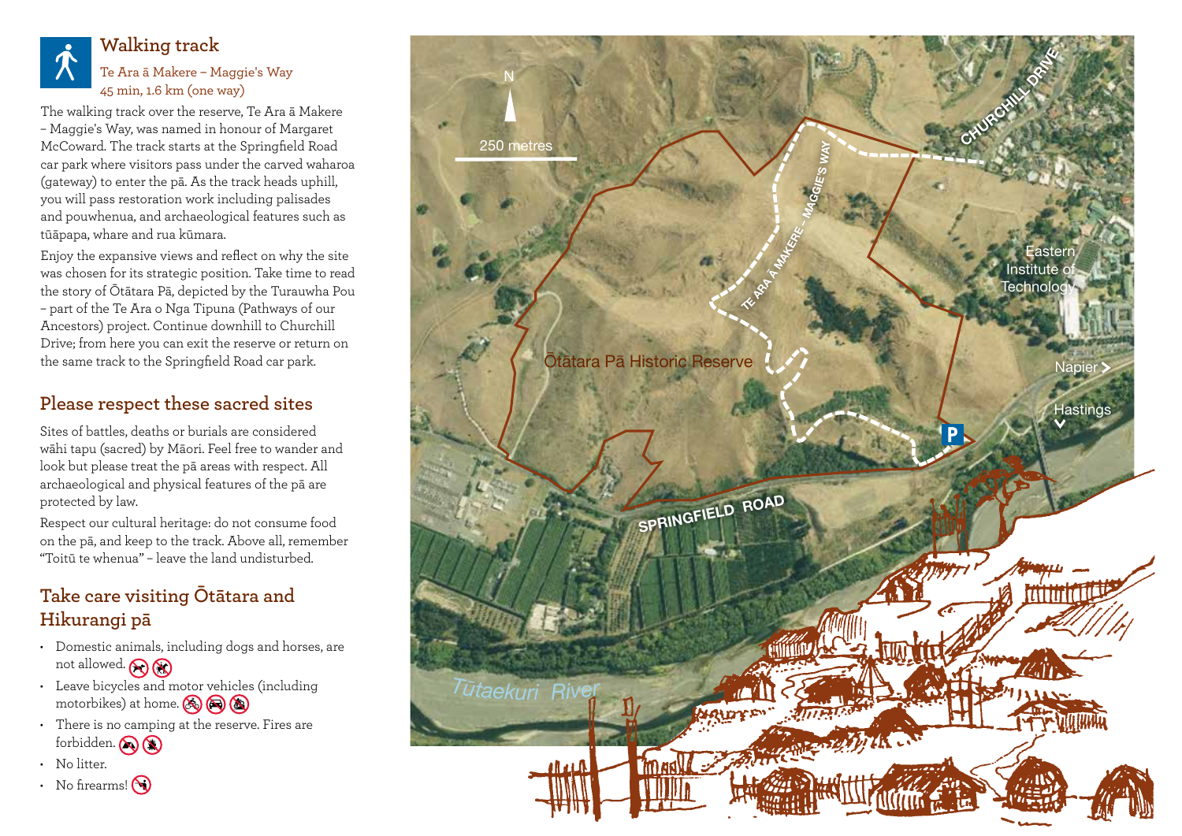## Walking track

Te Ara ā Makere – Maggie's Way
45 min, 1.6 km (one way)

The walking track over the reserve, Te Ara ā Makere – Maggie's Way, was named in honour of Margaret McCoward. The track starts at the Springfield Road car park where visitors pass under the carved waharoa (gateway) to enter the pā. As the track heads uphill, you will pass restoration work including palisades and pouwhenua, and archaeological features such as tūāpapa, whare and rua kūmara.

Enjoy the expansive views and reflect on why the site was chosen for its strategic position. Take time to read the story of Ōtātara Pā, depicted by the Turauwha Pou – part of the Te Ara o Nga Tipuna (Pathways of our Ancestors) project. Continue downhill to Churchill Drive; from here you can exit the reserve or return on the same track to the Springfield Road car park.

## Please respect these sacred sites

Sites of battles, deaths or burials are considered wāhi tapu (sacred) by Māori. Feel free to wander and look but please treat the pā areas with respect. All archaeological and physical features of the pā are protected by law.

Respect our cultural heritage: do not consume food on the pā, and keep to the track. Above all, remember "Toitū te whenua" – leave the land undisturbed.

## Take care visiting Ōtātara and Hikurangi pā

- Domestic animals, including dogs and horses, are not allowed.
- Leave bicycles and motor vehicles (including motorbikes) at home.
- There is no camping at the reserve. Fires are forbidden.
- No litter.
- No firearms!

N

250 metres

Te Ara ā Makere – Maggie's Way

Churchill Drive

Eastern Institute of Technology

Ōtātara Pā Historic Reserve

Napier

Hastings

P

Springfield Road

Tūtaekuri River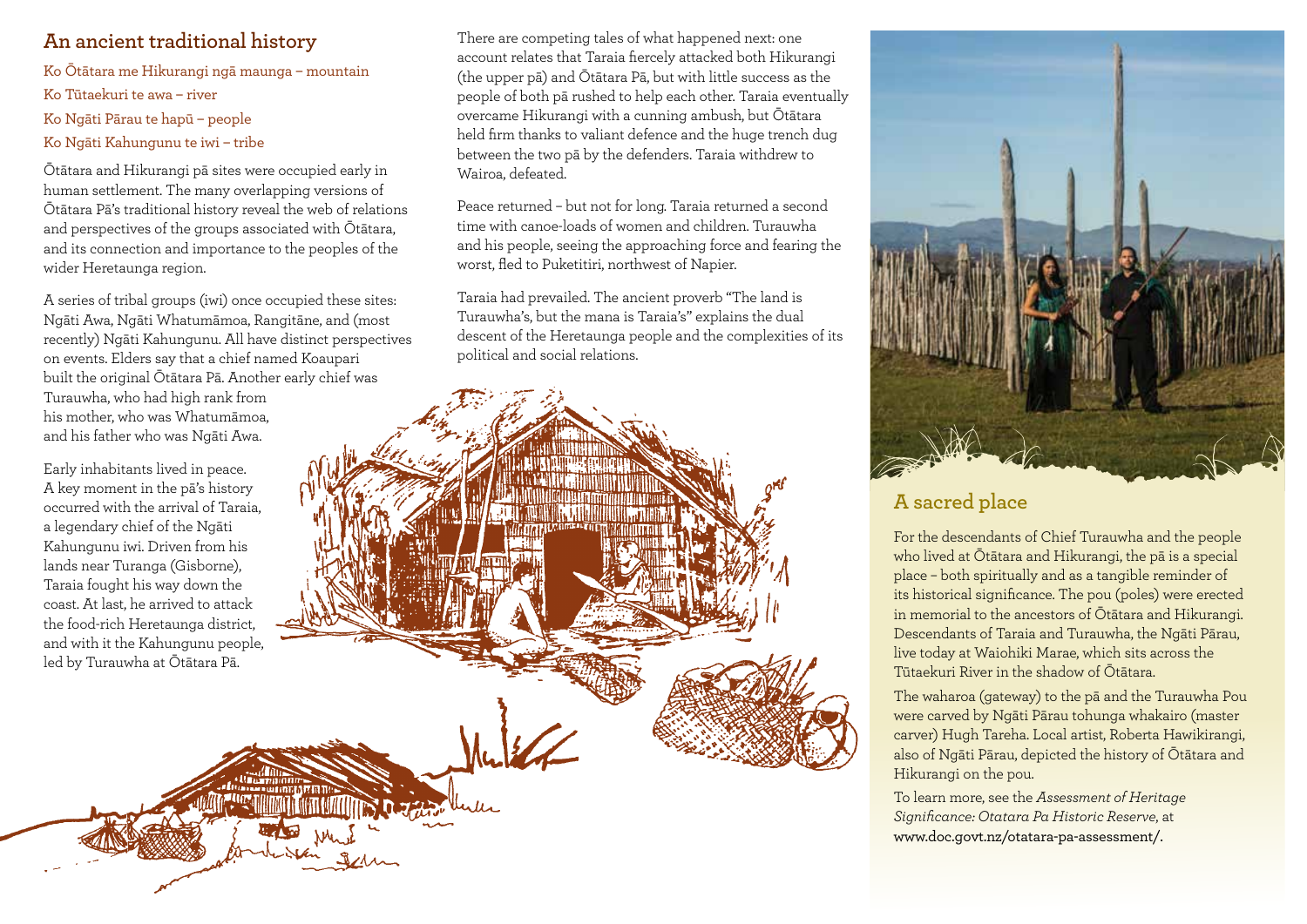## An ancient traditional history

Ko Ōtātara me Hikurangi ngā maunga – mountain
Ko Tūtaekuri te awa – river
Ko Ngāti Pārau te hapū – people
Ko Ngāti Kahungunu te iwi – tribe

Ōtātara and Hikurangi pā sites were occupied early in human settlement. The many overlapping versions of Ōtātara Pā's traditional history reveal the web of relations and perspectives of the groups associated with Ōtātara, and its connection and importance to the peoples of the wider Heretaunga region.

A series of tribal groups (iwi) once occupied these sites: Ngāti Awa, Ngāti Whatumāmoa, Rangitāne, and (most recently) Ngāti Kahungunu. All have distinct perspectives on events. Elders say that a chief named Koaupari built the original Ōtātara Pā. Another early chief was Turauwha, who had high rank from his mother, who was Whatumāmoa, and his father who was Ngāti Awa.

Early inhabitants lived in peace. A key moment in the pā's history occurred with the arrival of Taraia, a legendary chief of the Ngāti Kahungunu iwi. Driven from his lands near Turanga (Gisborne), Taraia fought his way down the coast. At last, he arrived to attack the food-rich Heretaunga district, and with it the Kahungunu people, led by Turauwha at Ōtātara Pā.

There are competing tales of what happened next: one account relates that Taraia fiercely attacked both Hikurangi (the upper pā) and Ōtātara Pā, but with little success as the people of both pā rushed to help each other. Taraia eventually overcame Hikurangi with a cunning ambush, but Ōtātara held firm thanks to valiant defence and the huge trench dug between the two pā by the defenders. Taraia withdrew to Wairoa, defeated.

Peace returned – but not for long. Taraia returned a second time with canoe-loads of women and children. Turauwha and his people, seeing the approaching force and fearing the worst, fled to Puketitiri, northwest of Napier.

Taraia had prevailed. The ancient proverb "The land is Turauwha's, but the mana is Taraia's" explains the dual descent of the Heretaunga people and the complexities of its political and social relations.

## A sacred place

For the descendants of Chief Turauwha and the people who lived at Ōtātara and Hikurangi, the pā is a special place – both spiritually and as a tangible reminder of its historical significance. The pou (poles) were erected in memorial to the ancestors of Ōtātara and Hikurangi. Descendants of Taraia and Turauwha, the Ngāti Pārau, live today at Waiohiki Marae, which sits across the Tūtaekuri River in the shadow of Ōtātara.

The waharoa (gateway) to the pā and the Turauwha Pou were carved by Ngāti Pārau tohunga whakairo (master carver) Hugh Tareha. Local artist, Roberta Hawikirangi, also of Ngāti Pārau, depicted the history of Ōtātara and Hikurangi on the pou.

To learn more, see the *Assessment of Heritage Significance: Otatara Pa Historic Reserve*, at **www.doc.govt.nz/otatara-pa-assessment/.**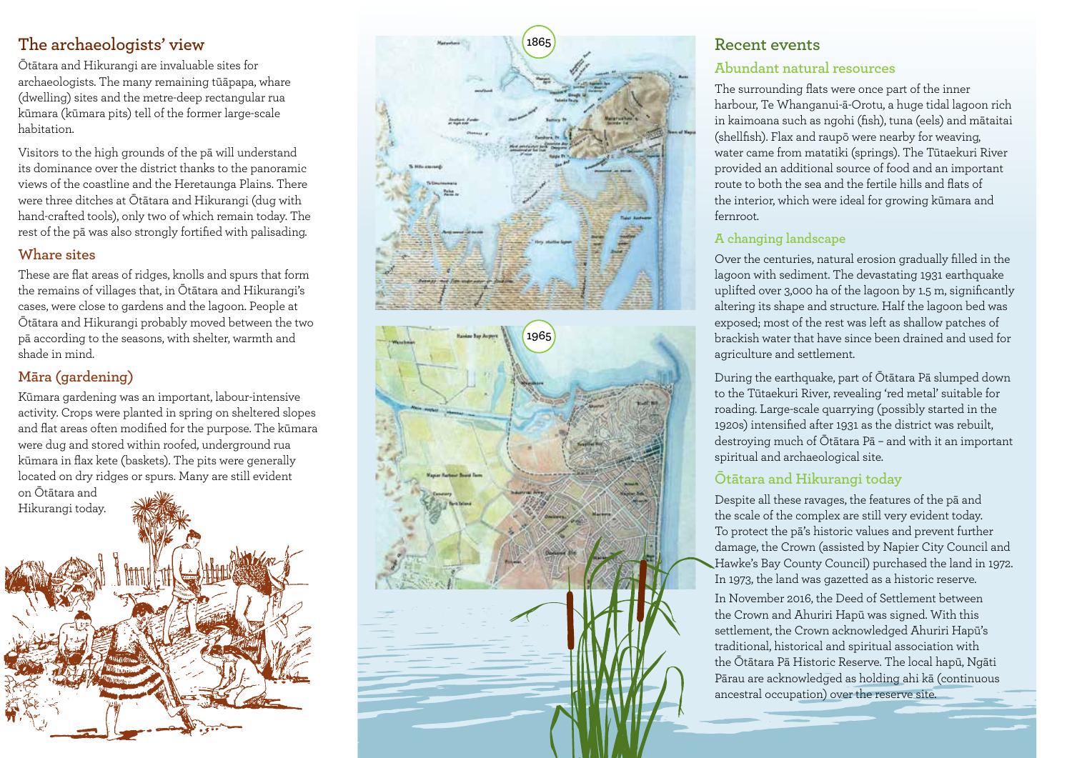## The archaeologists' view

Ōtātara and Hikurangi are invaluable sites for archaeologists. The many remaining tūāpapa, whare (dwelling) sites and the metre-deep rectangular rua kūmara (kūmara pits) tell of the former large-scale habitation.

Visitors to the high grounds of the pā will understand its dominance over the district thanks to the panoramic views of the coastline and the Heretaunga Plains. There were three ditches at Ōtātara and Hikurangi (dug with hand-crafted tools), only two of which remain today. The rest of the pā was also strongly fortified with palisading.

### Whare sites

These are flat areas of ridges, knolls and spurs that form the remains of villages that, in Ōtātara and Hikurangi's cases, were close to gardens and the lagoon. People at Ōtātara and Hikurangi probably moved between the two pā according to the seasons, with shelter, warmth and shade in mind.

### Māra (gardening)

Kūmara gardening was an important, labour-intensive activity. Crops were planted in spring on sheltered slopes and flat areas often modified for the purpose. The kūmara were dug and stored within roofed, underground rua kūmara in flax kete (baskets). The pits were generally located on dry ridges or spurs. Many are still evident on Ōtātara and Hikurangi today.

1865

1965

## Recent events

### Abundant natural resources

The surrounding flats were once part of the inner harbour, Te Whanganui-ā-Orotu, a huge tidal lagoon rich in kaimoana such as ngohi (fish), tuna (eels) and mātaitai (shellfish). Flax and raupō were nearby for weaving, water came from matatiki (springs). The Tūtaekuri River provided an additional source of food and an important route to both the sea and the fertile hills and flats of the interior, which were ideal for growing kūmara and fernroot.

### A changing landscape

Over the centuries, natural erosion gradually filled in the lagoon with sediment. The devastating 1931 earthquake uplifted over 3,000 ha of the lagoon by 1.5 m, significantly altering its shape and structure. Half the lagoon bed was exposed; most of the rest was left as shallow patches of brackish water that have since been drained and used for agriculture and settlement.

During the earthquake, part of Ōtātara Pā slumped down to the Tūtaekuri River, revealing 'red metal' suitable for roading. Large-scale quarrying (possibly started in the 1920s) intensified after 1931 as the district was rebuilt, destroying much of Ōtātara Pā – and with it an important spiritual and archaeological site.

### Ōtātara and Hikurangi today

Despite all these ravages, the features of the pā and the scale of the complex are still very evident today. To protect the pā's historic values and prevent further damage, the Crown (assisted by Napier City Council and Hawke's Bay County Council) purchased the land in 1972. In 1973, the land was gazetted as a historic reserve.

In November 2016, the Deed of Settlement between the Crown and Ahuriri Hapū was signed. With this settlement, the Crown acknowledged Ahuriri Hapū's traditional, historical and spiritual association with the Ōtātara Pā Historic Reserve. The local hapū, Ngāti Pārau are acknowledged as holding ahi kā (continuous ancestral occupation) over the reserve site.